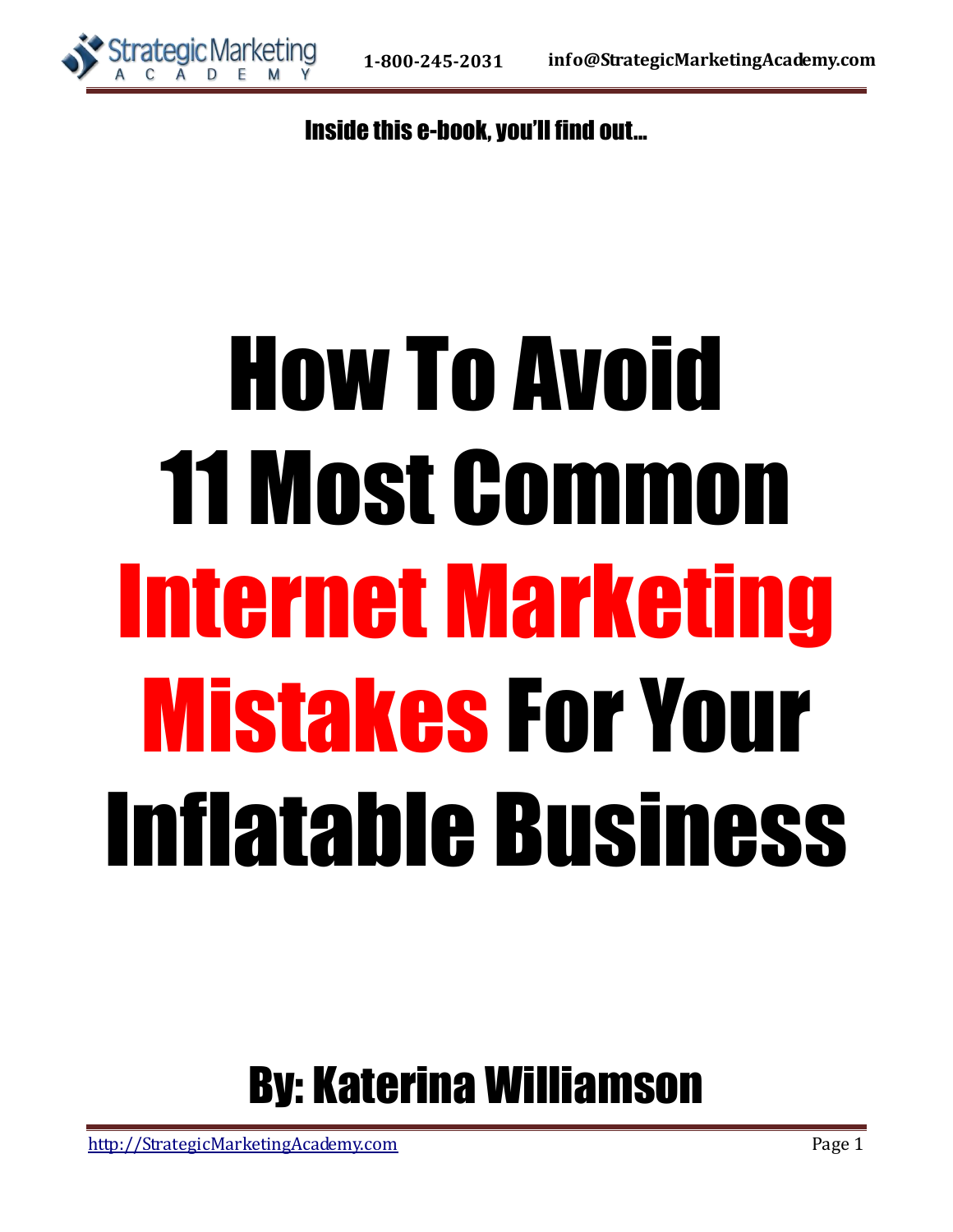Inside this e-book, you'll find out…

# How To Avoid 11 Most Common Internet Marketing Mistakes For Your Inflatable Business

## By: Katerina Williamson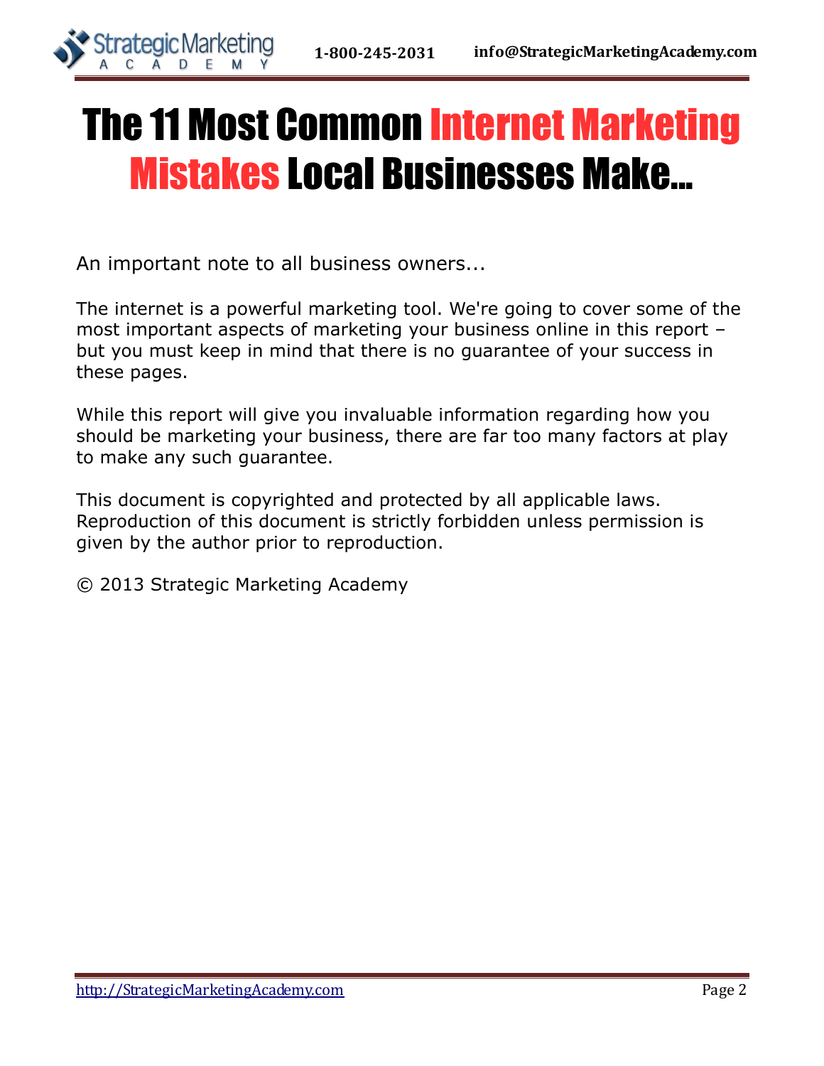# The 11 Most Common Internet Marketing Mistakes Local Businesses Make...

An important note to all business owners...

The internet is a powerful marketing tool. We're going to cover some of the most important aspects of marketing your business online in this report – but you must keep in mind that there is no guarantee of your success in these pages.

While this report will give you invaluable information regarding how you should be marketing your business, there are far too many factors at play to make any such guarantee.

This document is copyrighted and protected by all applicable laws. Reproduction of this document is strictly forbidden unless permission is given by the author prior to reproduction.

© 2013 Strategic Marketing Academy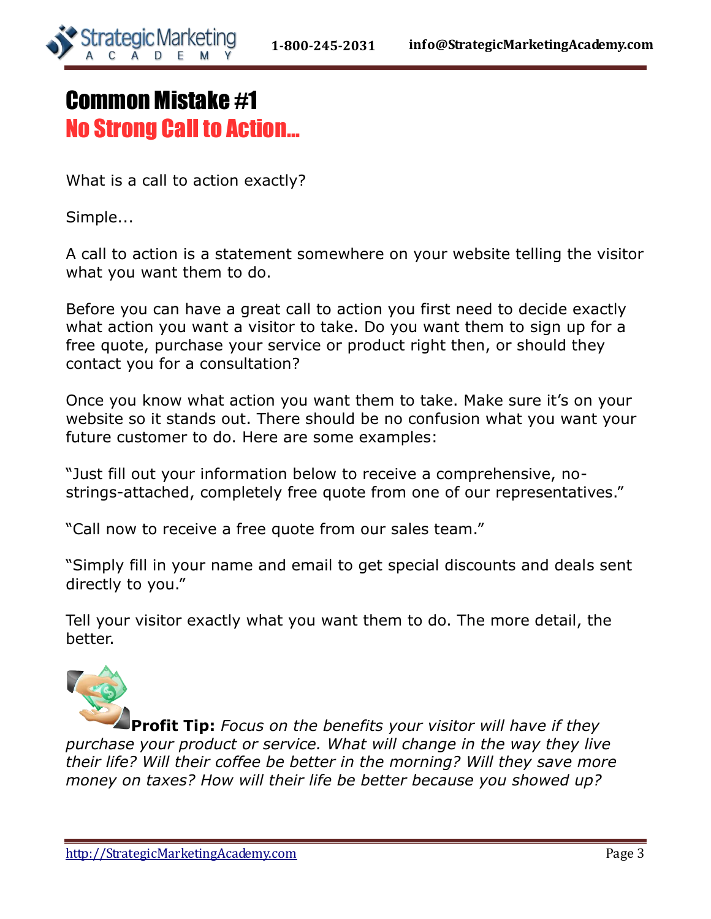# Common Mistake #1
## No Strong Call to Action...

What is a call to action exactly?

Simple...

A call to action is a statement somewhere on your website telling the visitor what you want them to do.

Before you can have a great call to action you first need to decide exactly what action you want a visitor to take. Do you want them to sign up for a free quote, purchase your service or product right then, or should they contact you for a consultation?

Once you know what action you want them to take. Make sure it's on your website so it stands out. There should be no confusion what you want your future customer to do. Here are some examples:

"Just fill out your information below to receive a comprehensive, no-strings-attached, completely free quote from one of our representatives."

"Call now to receive a free quote from our sales team."

"Simply fill in your name and email to get special discounts and deals sent directly to you."

Tell your visitor exactly what you want them to do. The more detail, the better.

**Profit Tip:** *Focus on the benefits your visitor will have if they purchase your product or service. What will change in the way they live their life? Will their coffee be better in the morning? Will they save more money on taxes? How will their life be better because you showed up?*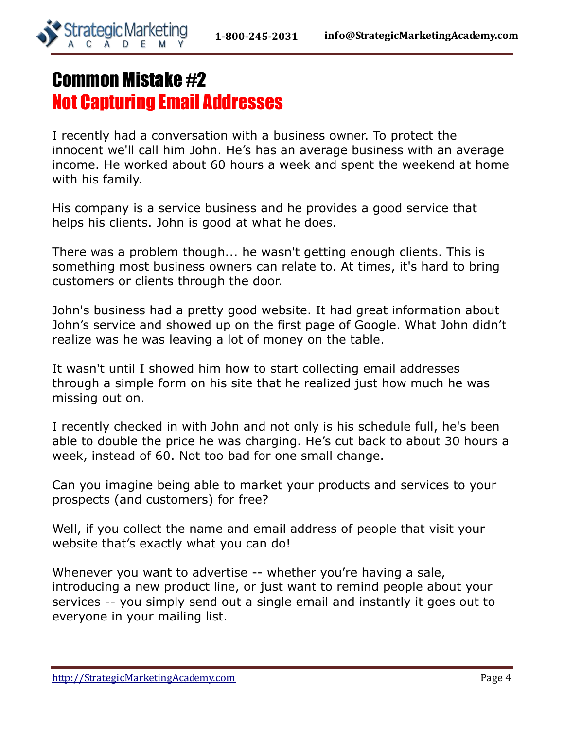# Common Mistake #2
## Not Capturing Email Addresses

I recently had a conversation with a business owner. To protect the innocent we'll call him John. He's has an average business with an average income. He worked about 60 hours a week and spent the weekend at home with his family.

His company is a service business and he provides a good service that helps his clients. John is good at what he does.

There was a problem though... he wasn't getting enough clients. This is something most business owners can relate to. At times, it's hard to bring customers or clients through the door.

John's business had a pretty good website. It had great information about John's service and showed up on the first page of Google. What John didn't realize was he was leaving a lot of money on the table.

It wasn't until I showed him how to start collecting email addresses through a simple form on his site that he realized just how much he was missing out on.

I recently checked in with John and not only is his schedule full, he's been able to double the price he was charging. He's cut back to about 30 hours a week, instead of 60. Not too bad for one small change.

Can you imagine being able to market your products and services to your prospects (and customers) for free?

Well, if you collect the name and email address of people that visit your website that's exactly what you can do!

Whenever you want to advertise -- whether you're having a sale, introducing a new product line, or just want to remind people about your services -- you simply send out a single email and instantly it goes out to everyone in your mailing list.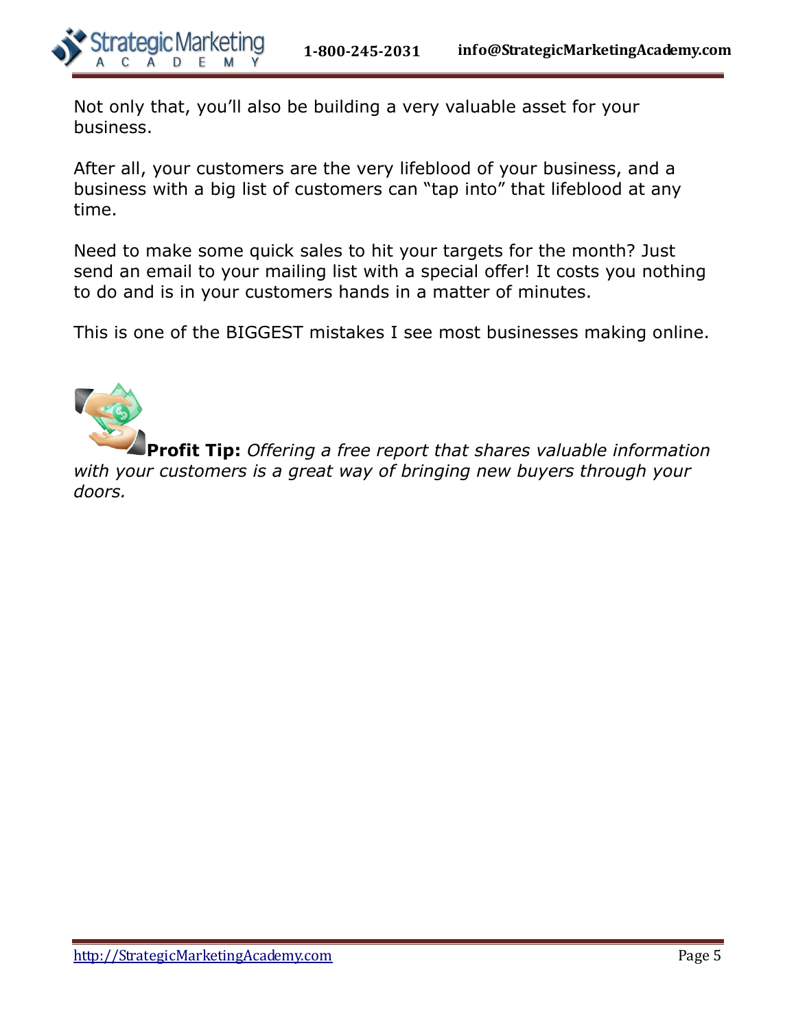Not only that, you'll also be building a very valuable asset for your business.

After all, your customers are the very lifeblood of your business, and a business with a big list of customers can "tap into" that lifeblood at any time.

Need to make some quick sales to hit your targets for the month? Just send an email to your mailing list with a special offer! It costs you nothing to do and is in your customers hands in a matter of minutes.

This is one of the BIGGEST mistakes I see most businesses making online.

**Profit Tip:** *Offering a free report that shares valuable information with your customers is a great way of bringing new buyers through your doors.*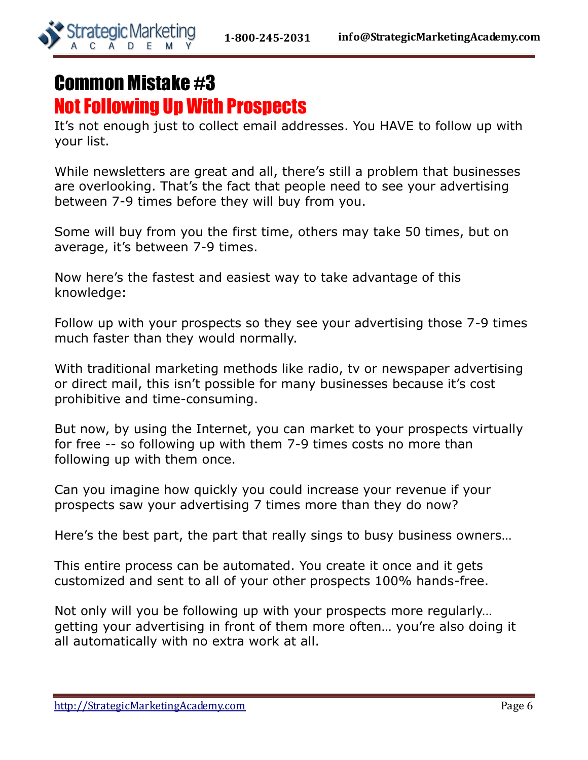# Common Mistake #3

## Not Following Up With Prospects

It's not enough just to collect email addresses. You HAVE to follow up with your list.

While newsletters are great and all, there's still a problem that businesses are overlooking. That's the fact that people need to see your advertising between 7-9 times before they will buy from you.

Some will buy from you the first time, others may take 50 times, but on average, it's between 7-9 times.

Now here's the fastest and easiest way to take advantage of this knowledge:

Follow up with your prospects so they see your advertising those 7-9 times much faster than they would normally.

With traditional marketing methods like radio, tv or newspaper advertising or direct mail, this isn't possible for many businesses because it's cost prohibitive and time-consuming.

But now, by using the Internet, you can market to your prospects virtually for free -- so following up with them 7-9 times costs no more than following up with them once.

Can you imagine how quickly you could increase your revenue if your prospects saw your advertising 7 times more than they do now?

Here's the best part, the part that really sings to busy business owners…

This entire process can be automated. You create it once and it gets customized and sent to all of your other prospects 100% hands-free.

Not only will you be following up with your prospects more regularly… getting your advertising in front of them more often… you're also doing it all automatically with no extra work at all.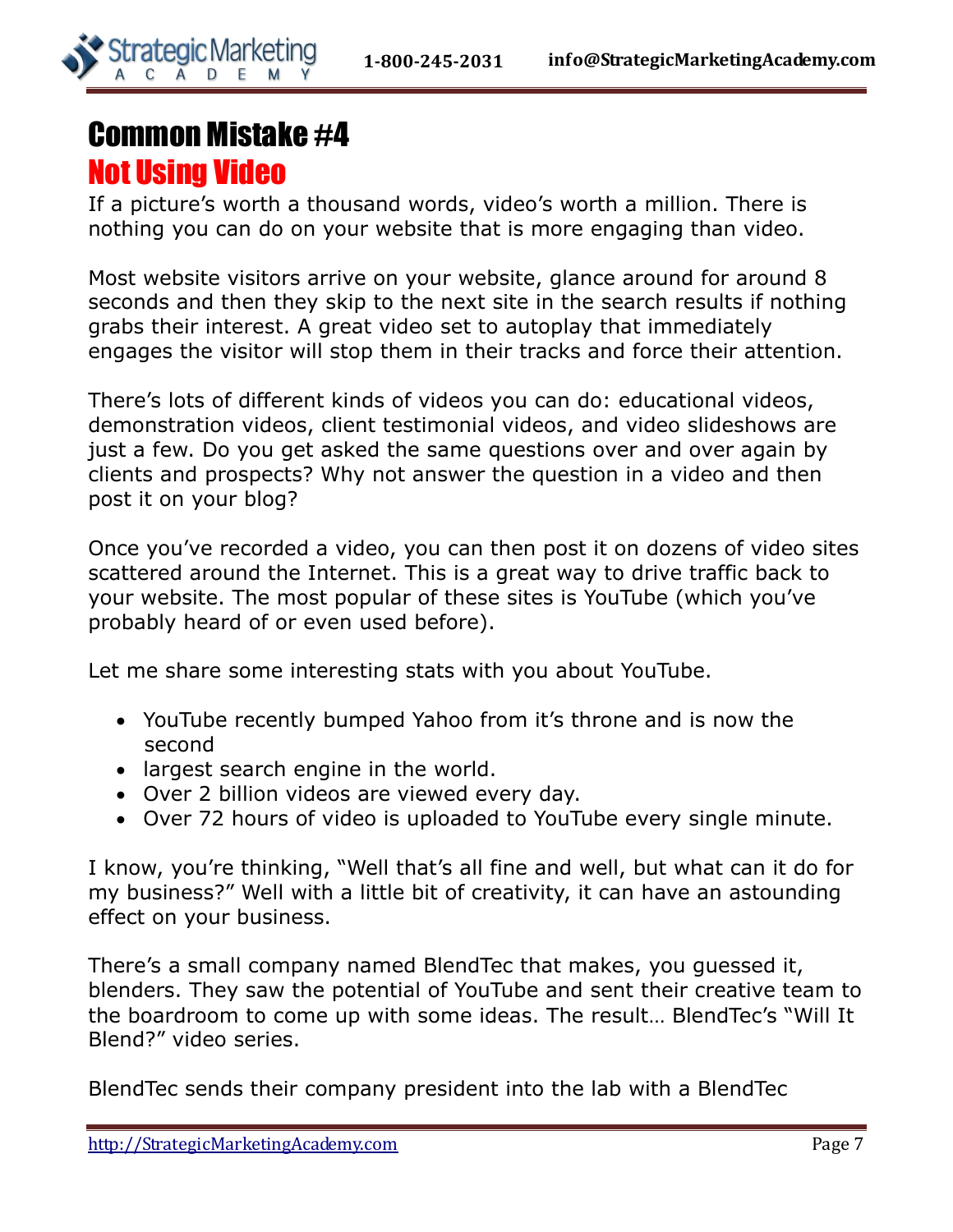# Common Mistake #4
## Not Using Video

If a picture's worth a thousand words, video's worth a million. There is nothing you can do on your website that is more engaging than video.

Most website visitors arrive on your website, glance around for around 8 seconds and then they skip to the next site in the search results if nothing grabs their interest. A great video set to autoplay that immediately engages the visitor will stop them in their tracks and force their attention.

There's lots of different kinds of videos you can do: educational videos, demonstration videos, client testimonial videos, and video slideshows are just a few. Do you get asked the same questions over and over again by clients and prospects? Why not answer the question in a video and then post it on your blog?

Once you've recorded a video, you can then post it on dozens of video sites scattered around the Internet. This is a great way to drive traffic back to your website. The most popular of these sites is YouTube (which you've probably heard of or even used before).

Let me share some interesting stats with you about YouTube.

- YouTube recently bumped Yahoo from it's throne and is now the second
- largest search engine in the world.
- Over 2 billion videos are viewed every day.
- Over 72 hours of video is uploaded to YouTube every single minute.

I know, you're thinking, "Well that's all fine and well, but what can it do for my business?" Well with a little bit of creativity, it can have an astounding effect on your business.

There's a small company named BlendTec that makes, you guessed it, blenders. They saw the potential of YouTube and sent their creative team to the boardroom to come up with some ideas. The result… BlendTec's "Will It Blend?" video series.

BlendTec sends their company president into the lab with a BlendTec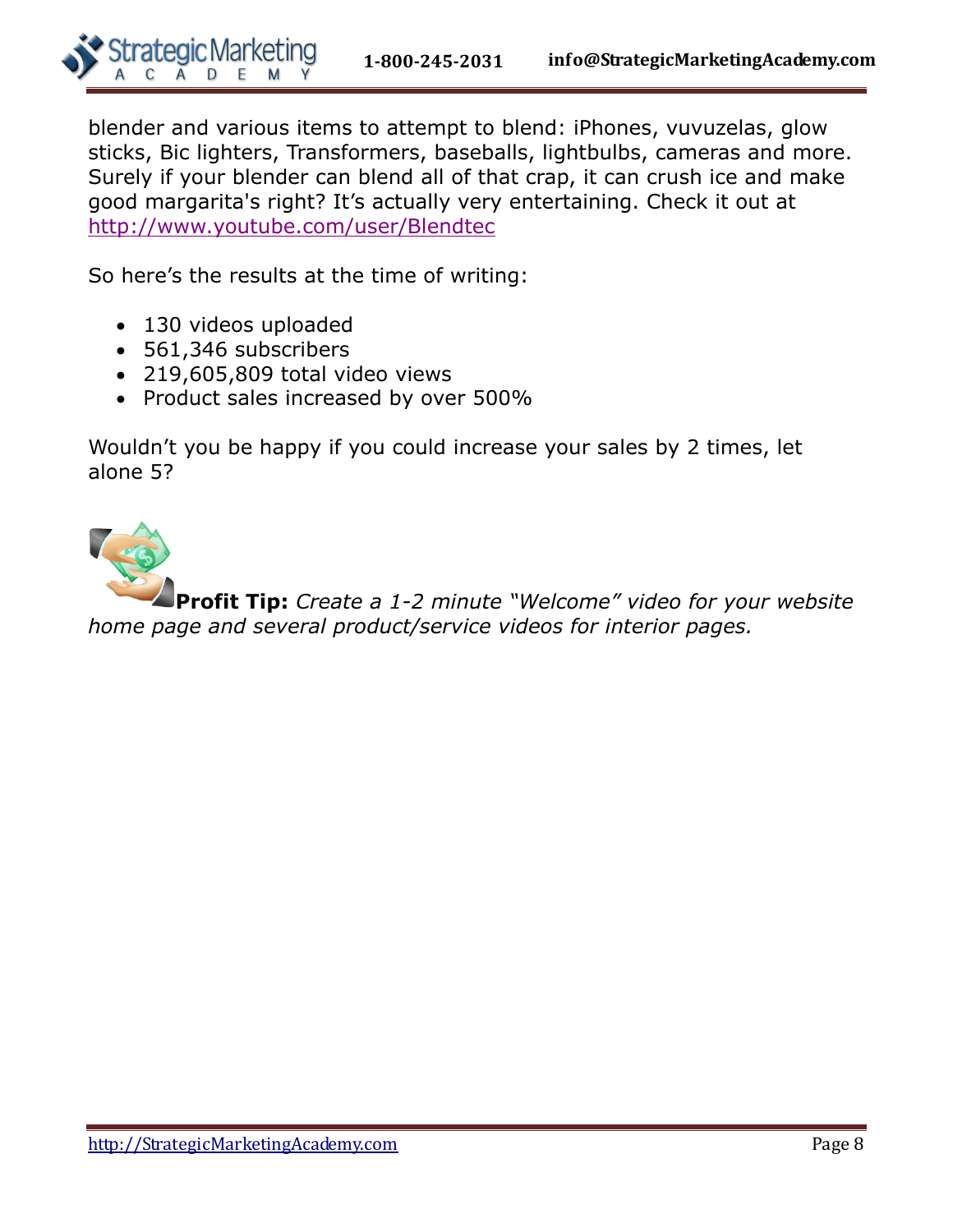blender and various items to attempt to blend: iPhones, vuvuzelas, glow sticks, Bic lighters, Transformers, baseballs, lightbulbs, cameras and more. Surely if your blender can blend all of that crap, it can crush ice and make good margarita's right? It's actually very entertaining. Check it out at http://www.youtube.com/user/Blendtec

So here's the results at the time of writing:

- 130 videos uploaded
- 561,346 subscribers
- 219,605,809 total video views
- Product sales increased by over 500%

Wouldn't you be happy if you could increase your sales by 2 times, let alone 5?

**Profit Tip:** *Create a 1-2 minute "Welcome" video for your website home page and several product/service videos for interior pages.*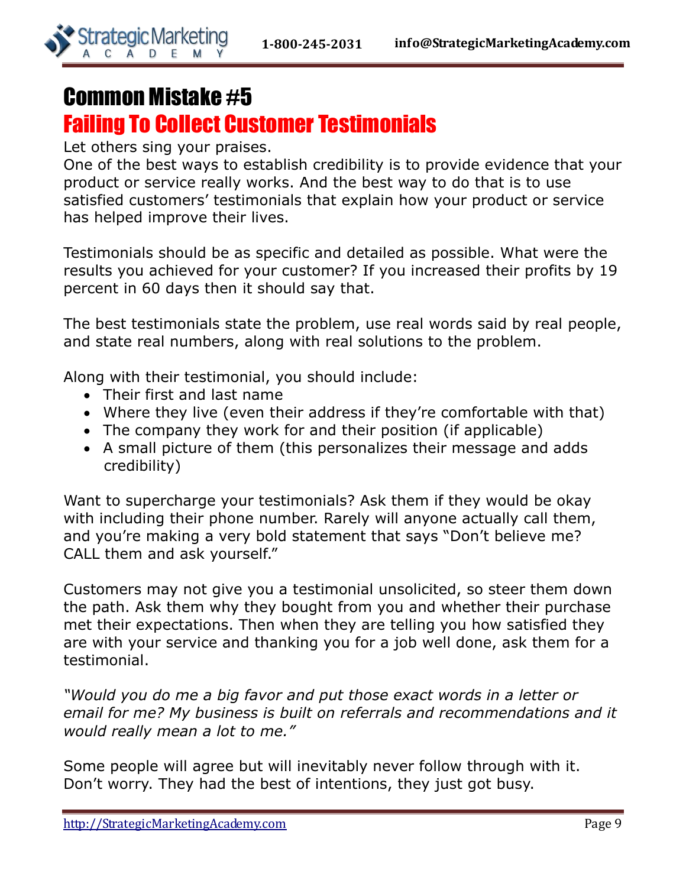# Common Mistake #5

## Failing To Collect Customer Testimonials

Let others sing your praises.
One of the best ways to establish credibility is to provide evidence that your product or service really works. And the best way to do that is to use satisfied customers' testimonials that explain how your product or service has helped improve their lives.

Testimonials should be as specific and detailed as possible. What were the results you achieved for your customer? If you increased their profits by 19 percent in 60 days then it should say that.

The best testimonials state the problem, use real words said by real people, and state real numbers, along with real solutions to the problem.

Along with their testimonial, you should include:

- Their first and last name
- Where they live (even their address if they're comfortable with that)
- The company they work for and their position (if applicable)
- A small picture of them (this personalizes their message and adds credibility)

Want to supercharge your testimonials? Ask them if they would be okay with including their phone number. Rarely will anyone actually call them, and you're making a very bold statement that says "Don't believe me? CALL them and ask yourself."

Customers may not give you a testimonial unsolicited, so steer them down the path. Ask them why they bought from you and whether their purchase met their expectations. Then when they are telling you how satisfied they are with your service and thanking you for a job well done, ask them for a testimonial.

*"Would you do me a big favor and put those exact words in a letter or email for me? My business is built on referrals and recommendations and it would really mean a lot to me."*

Some people will agree but will inevitably never follow through with it. Don't worry. They had the best of intentions, they just got busy.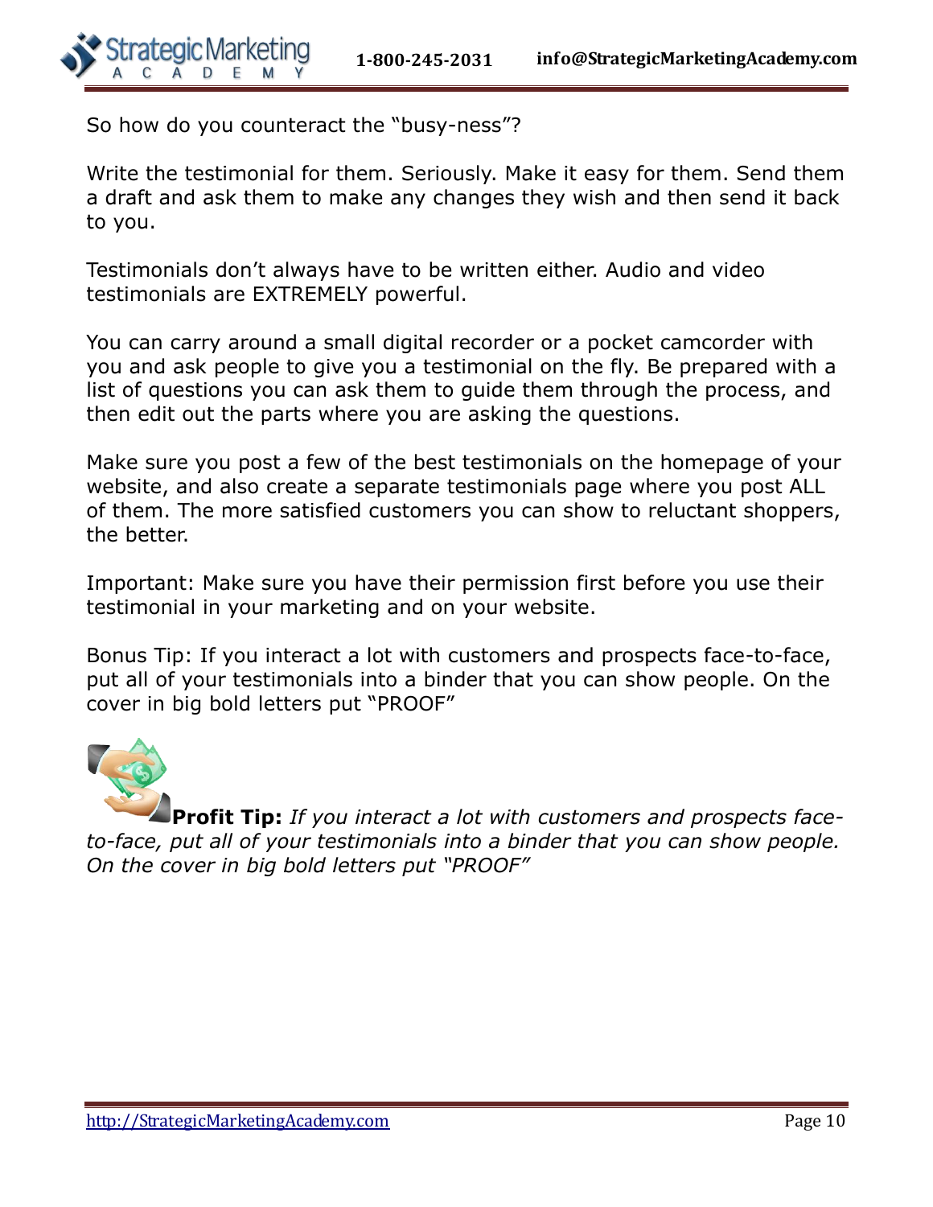So how do you counteract the "busy-ness"?

Write the testimonial for them. Seriously. Make it easy for them. Send them a draft and ask them to make any changes they wish and then send it back to you.

Testimonials don't always have to be written either. Audio and video testimonials are EXTREMELY powerful.

You can carry around a small digital recorder or a pocket camcorder with you and ask people to give you a testimonial on the fly. Be prepared with a list of questions you can ask them to guide them through the process, and then edit out the parts where you are asking the questions.

Make sure you post a few of the best testimonials on the homepage of your website, and also create a separate testimonials page where you post ALL of them. The more satisfied customers you can show to reluctant shoppers, the better.

Important: Make sure you have their permission first before you use their testimonial in your marketing and on your website.

Bonus Tip: If you interact a lot with customers and prospects face-to-face, put all of your testimonials into a binder that you can show people. On the cover in big bold letters put "PROOF"

**Profit Tip:** *If you interact a lot with customers and prospects face-to-face, put all of your testimonials into a binder that you can show people. On the cover in big bold letters put "PROOF"*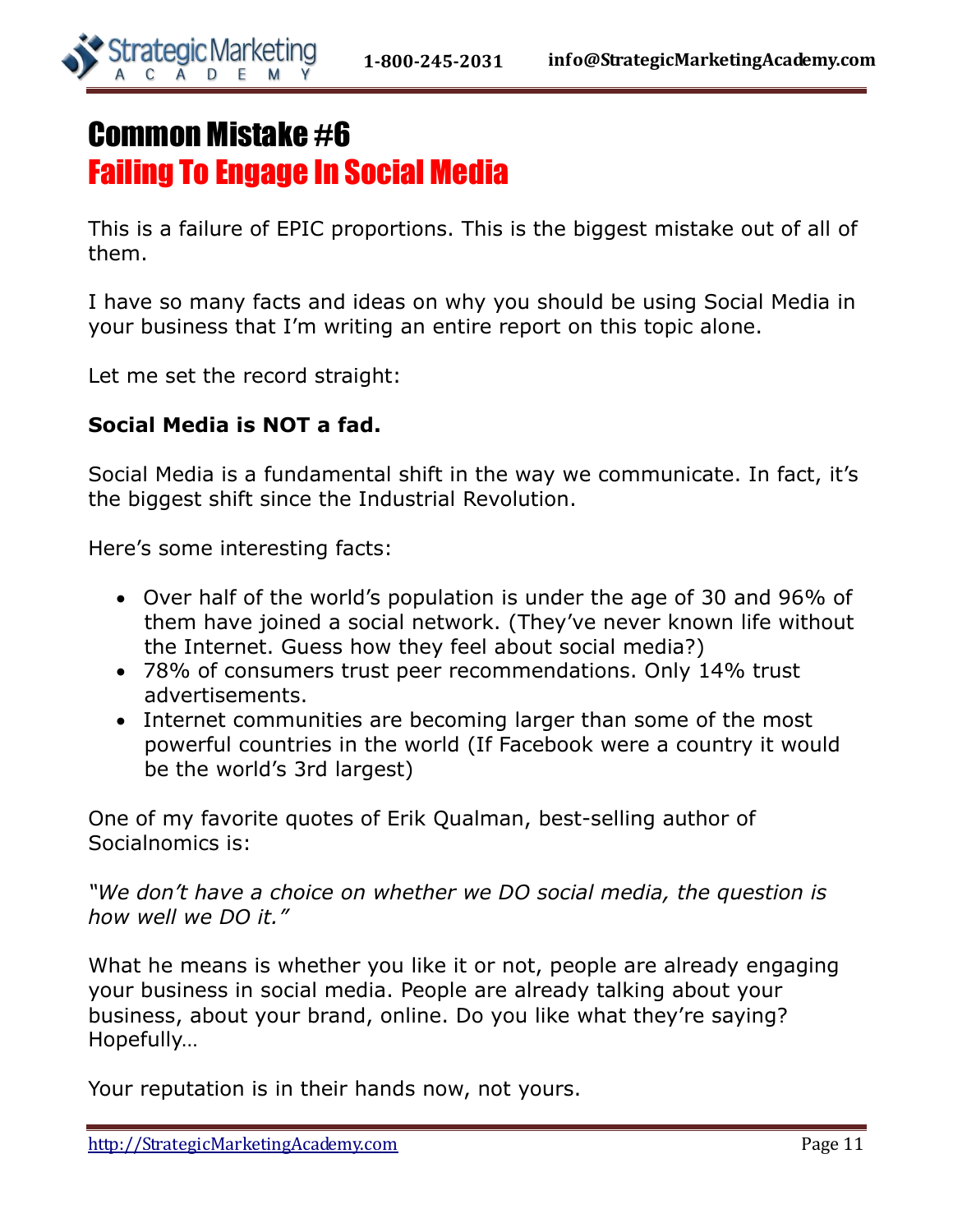# Common Mistake #6
## Failing To Engage In Social Media

This is a failure of EPIC proportions. This is the biggest mistake out of all of them.

I have so many facts and ideas on why you should be using Social Media in your business that I'm writing an entire report on this topic alone.

Let me set the record straight:

**Social Media is NOT a fad.**

Social Media is a fundamental shift in the way we communicate. In fact, it's the biggest shift since the Industrial Revolution.

Here's some interesting facts:

- Over half of the world's population is under the age of 30 and 96% of them have joined a social network. (They've never known life without the Internet. Guess how they feel about social media?)
- 78% of consumers trust peer recommendations. Only 14% trust advertisements.
- Internet communities are becoming larger than some of the most powerful countries in the world (If Facebook were a country it would be the world's 3rd largest)

One of my favorite quotes of Erik Qualman, best-selling author of Socialnomics is:

*"We don't have a choice on whether we DO social media, the question is how well we DO it."*

What he means is whether you like it or not, people are already engaging your business in social media. People are already talking about your business, about your brand, online. Do you like what they're saying? Hopefully…

Your reputation is in their hands now, not yours.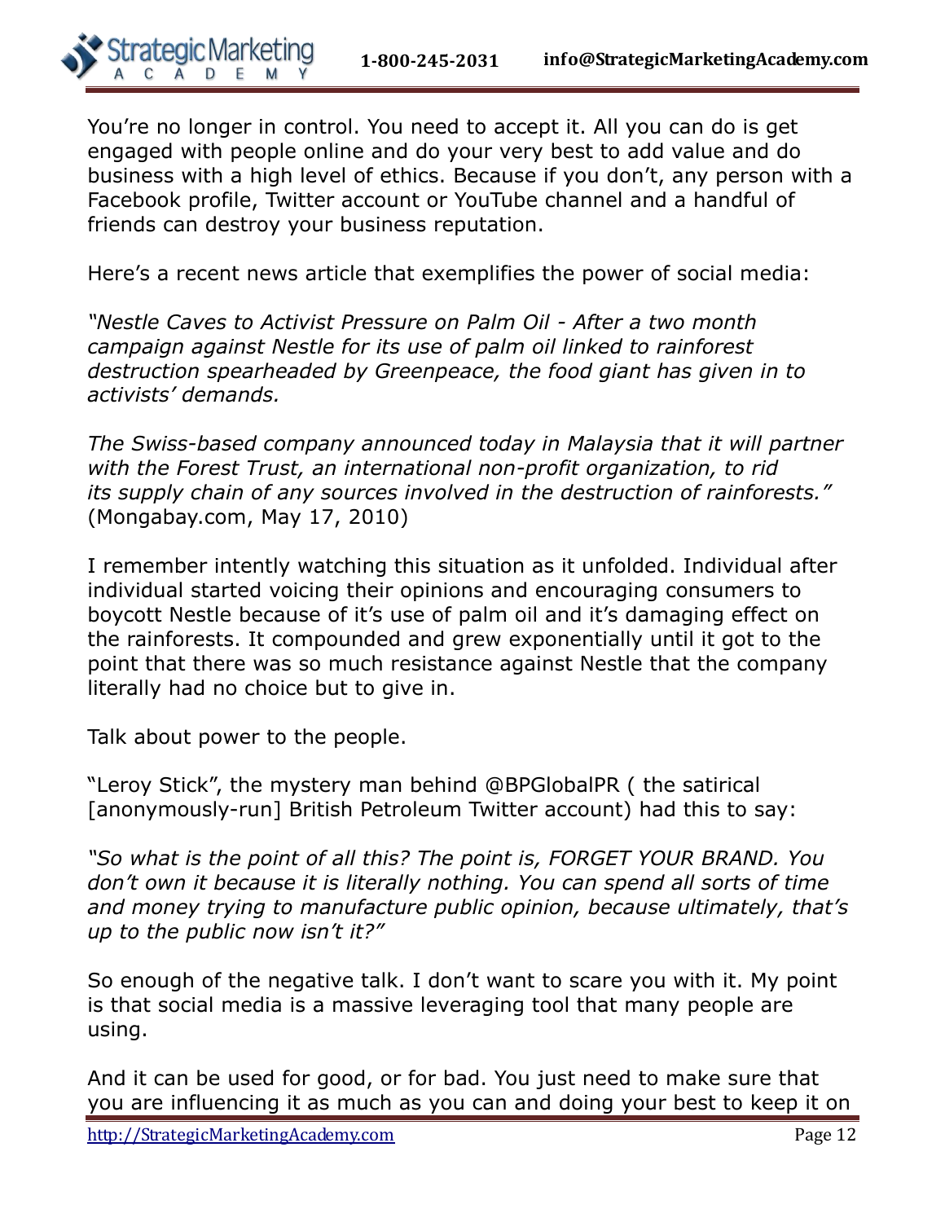You're no longer in control. You need to accept it. All you can do is get engaged with people online and do your very best to add value and do business with a high level of ethics. Because if you don't, any person with a Facebook profile, Twitter account or YouTube channel and a handful of friends can destroy your business reputation.

Here's a recent news article that exemplifies the power of social media:

*"Nestle Caves to Activist Pressure on Palm Oil - After a two month campaign against Nestle for its use of palm oil linked to rainforest destruction spearheaded by Greenpeace, the food giant has given in to activists' demands.*

*The Swiss-based company announced today in Malaysia that it will partner with the Forest Trust, an international non-profit organization, to rid its supply chain of any sources involved in the destruction of rainforests."* (Mongabay.com, May 17, 2010)

I remember intently watching this situation as it unfolded. Individual after individual started voicing their opinions and encouraging consumers to boycott Nestle because of it's use of palm oil and it's damaging effect on the rainforests. It compounded and grew exponentially until it got to the point that there was so much resistance against Nestle that the company literally had no choice but to give in.

Talk about power to the people.

"Leroy Stick", the mystery man behind @BPGlobalPR ( the satirical [anonymously-run] British Petroleum Twitter account) had this to say:

*"So what is the point of all this? The point is, FORGET YOUR BRAND. You don't own it because it is literally nothing. You can spend all sorts of time and money trying to manufacture public opinion, because ultimately, that's up to the public now isn't it?"*

So enough of the negative talk. I don't want to scare you with it. My point is that social media is a massive leveraging tool that many people are using.

And it can be used for good, or for bad. You just need to make sure that you are influencing it as much as you can and doing your best to keep it on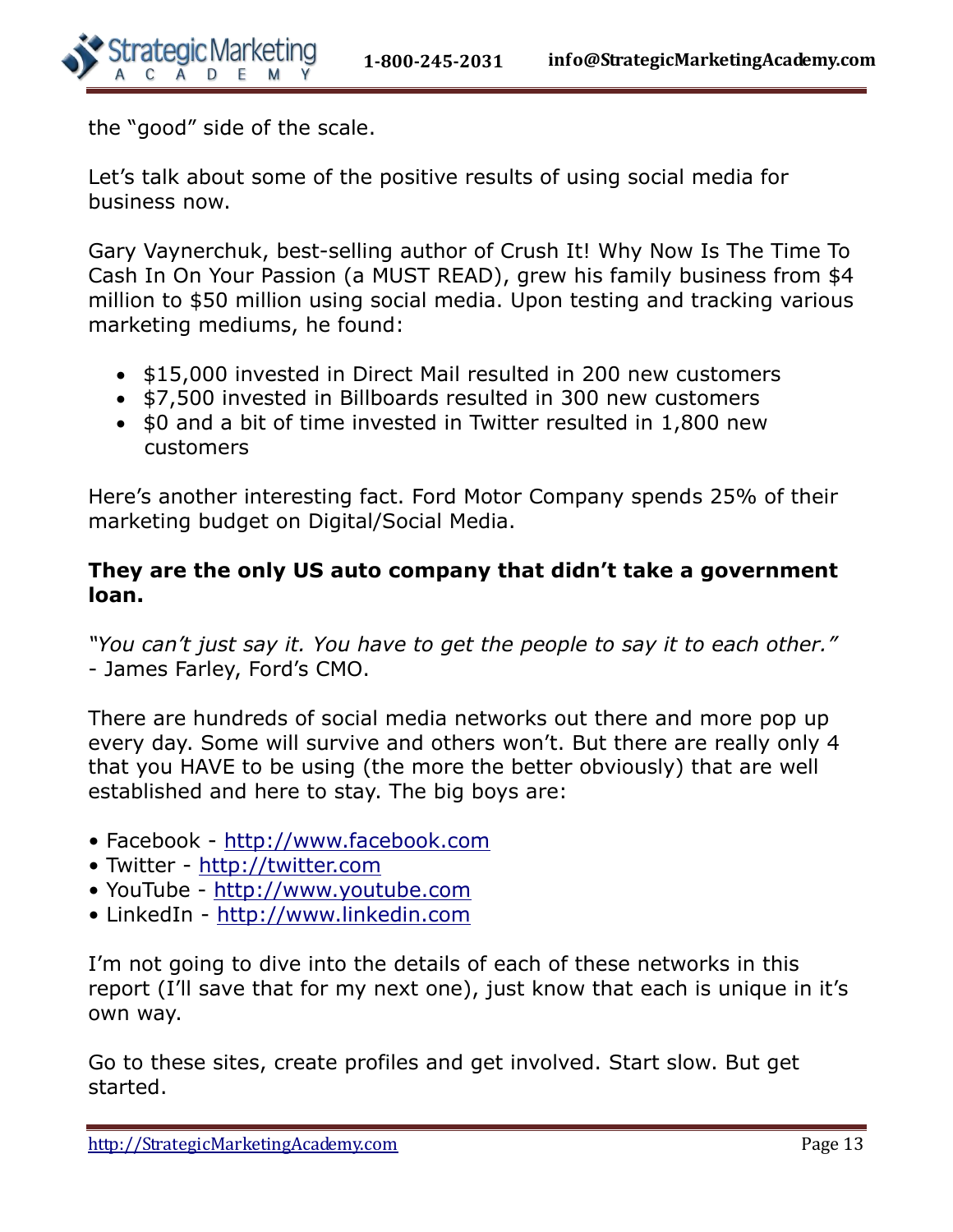the "good" side of the scale.

Let's talk about some of the positive results of using social media for business now.

Gary Vaynerchuk, best-selling author of Crush It! Why Now Is The Time To Cash In On Your Passion (a MUST READ), grew his family business from $4 million to $50 million using social media. Upon testing and tracking various marketing mediums, he found:

- $15,000 invested in Direct Mail resulted in 200 new customers
- $7,500 invested in Billboards resulted in 300 new customers
- $0 and a bit of time invested in Twitter resulted in 1,800 new customers

Here's another interesting fact. Ford Motor Company spends 25% of their marketing budget on Digital/Social Media.

**They are the only US auto company that didn't take a government loan.**

*"You can't just say it. You have to get the people to say it to each other."*
- James Farley, Ford's CMO.

There are hundreds of social media networks out there and more pop up every day. Some will survive and others won't. But there are really only 4 that you HAVE to be using (the more the better obviously) that are well established and here to stay. The big boys are:

- Facebook - http://www.facebook.com
- Twitter - http://twitter.com
- YouTube - http://www.youtube.com
- LinkedIn - http://www.linkedin.com

I'm not going to dive into the details of each of these networks in this report (I'll save that for my next one), just know that each is unique in it's own way.

Go to these sites, create profiles and get involved. Start slow. But get started.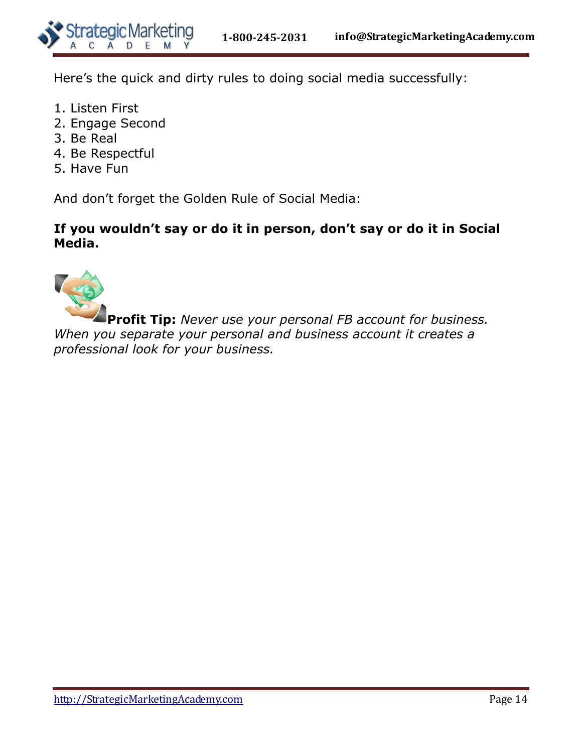Here's the quick and dirty rules to doing social media successfully:

1. Listen First
2. Engage Second
3. Be Real
4. Be Respectful
5. Have Fun

And don't forget the Golden Rule of Social Media:

**If you wouldn't say or do it in person, don't say or do it in Social Media.**

**Profit Tip:** *Never use your personal FB account for business. When you separate your personal and business account it creates a professional look for your business.*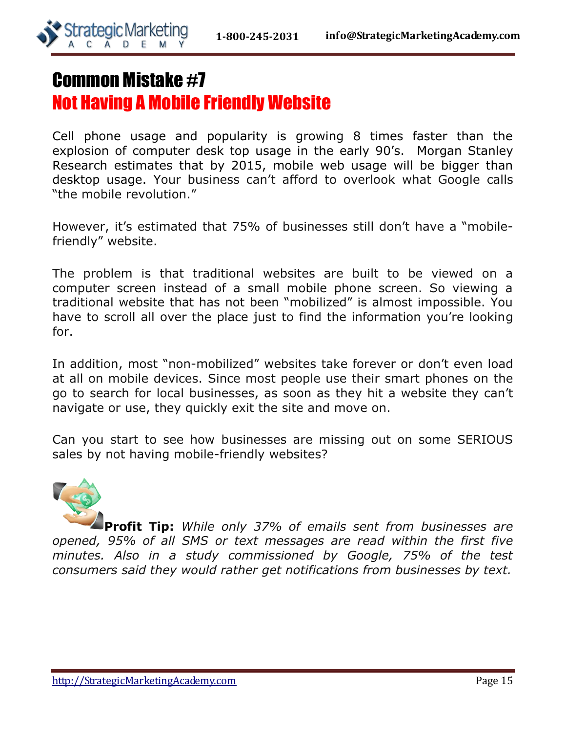# Common Mistake #7

## Not Having A Mobile Friendly Website

Cell phone usage and popularity is growing 8 times faster than the explosion of computer desk top usage in the early 90's. Morgan Stanley Research estimates that by 2015, mobile web usage will be bigger than desktop usage. Your business can't afford to overlook what Google calls "the mobile revolution."

However, it's estimated that 75% of businesses still don't have a "mobile-friendly" website.

The problem is that traditional websites are built to be viewed on a computer screen instead of a small mobile phone screen. So viewing a traditional website that has not been "mobilized" is almost impossible. You have to scroll all over the place just to find the information you're looking for.

In addition, most "non-mobilized" websites take forever or don't even load at all on mobile devices. Since most people use their smart phones on the go to search for local businesses, as soon as they hit a website they can't navigate or use, they quickly exit the site and move on.

Can you start to see how businesses are missing out on some SERIOUS sales by not having mobile-friendly websites?

**Profit Tip:** *While only 37% of emails sent from businesses are opened, 95% of all SMS or text messages are read within the first five minutes. Also in a study commissioned by Google, 75% of the test consumers said they would rather get notifications from businesses by text.*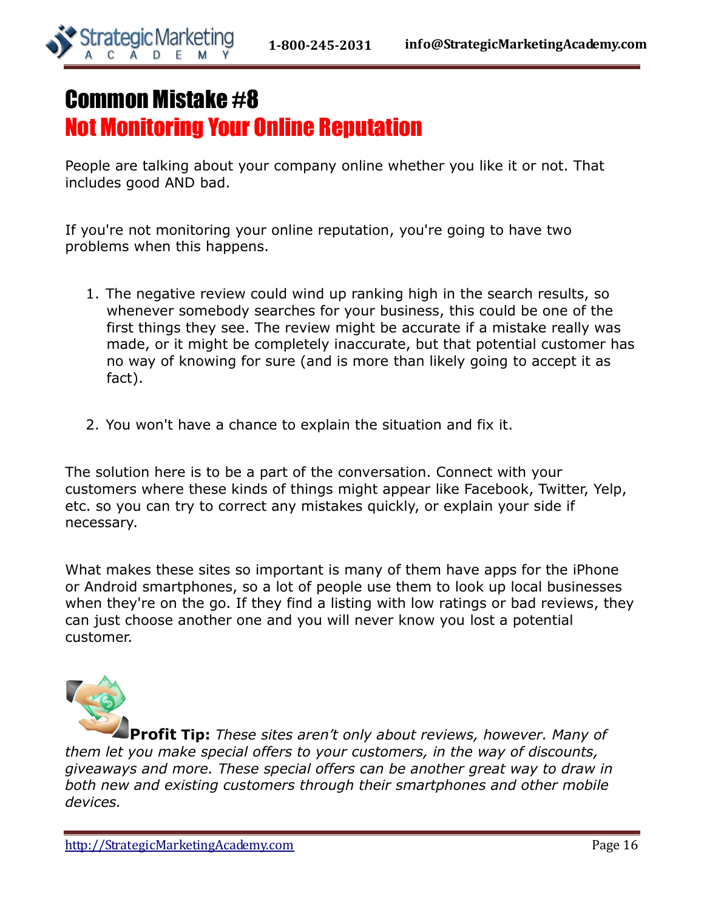# Common Mistake #8
## Not Monitoring Your Online Reputation

People are talking about your company online whether you like it or not. That includes good AND bad.

If you're not monitoring your online reputation, you're going to have two problems when this happens.

1. The negative review could wind up ranking high in the search results, so whenever somebody searches for your business, this could be one of the first things they see. The review might be accurate if a mistake really was made, or it might be completely inaccurate, but that potential customer has no way of knowing for sure (and is more than likely going to accept it as fact).

2. You won't have a chance to explain the situation and fix it.

The solution here is to be a part of the conversation. Connect with your customers where these kinds of things might appear like Facebook, Twitter, Yelp, etc. so you can try to correct any mistakes quickly, or explain your side if necessary.

What makes these sites so important is many of them have apps for the iPhone or Android smartphones, so a lot of people use them to look up local businesses when they're on the go. If they find a listing with low ratings or bad reviews, they can just choose another one and you will never know you lost a potential customer.

**Profit Tip:** *These sites aren't only about reviews, however. Many of them let you make special offers to your customers, in the way of discounts, giveaways and more. These special offers can be another great way to draw in both new and existing customers through their smartphones and other mobile devices.*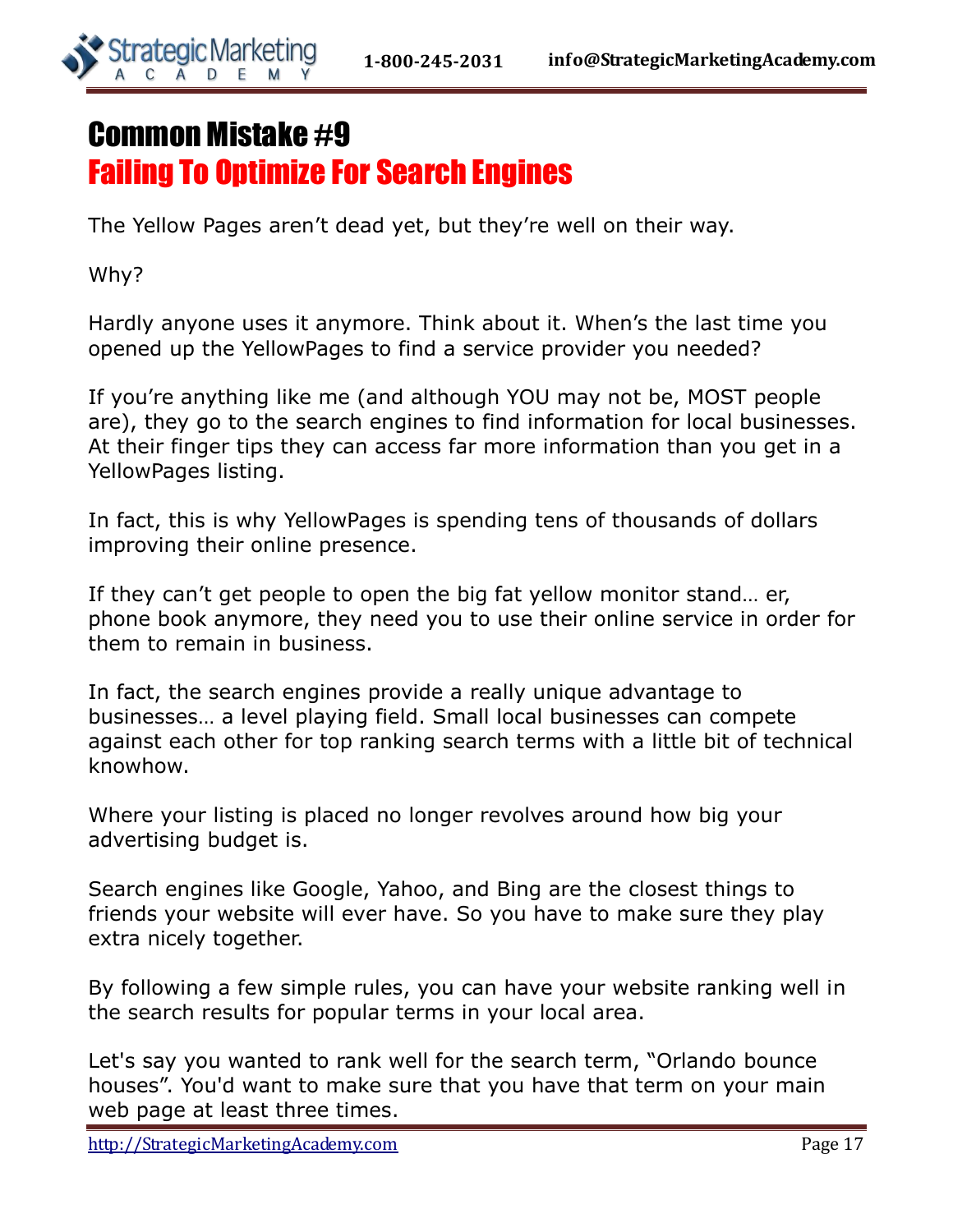# Common Mistake #9

## Failing To Optimize For Search Engines

The Yellow Pages aren't dead yet, but they're well on their way.

Why?

Hardly anyone uses it anymore. Think about it. When's the last time you opened up the YellowPages to find a service provider you needed?

If you're anything like me (and although YOU may not be, MOST people are), they go to the search engines to find information for local businesses. At their finger tips they can access far more information than you get in a YellowPages listing.

In fact, this is why YellowPages is spending tens of thousands of dollars improving their online presence.

If they can't get people to open the big fat yellow monitor stand… er, phone book anymore, they need you to use their online service in order for them to remain in business.

In fact, the search engines provide a really unique advantage to businesses… a level playing field. Small local businesses can compete against each other for top ranking search terms with a little bit of technical knowhow.

Where your listing is placed no longer revolves around how big your advertising budget is.

Search engines like Google, Yahoo, and Bing are the closest things to friends your website will ever have. So you have to make sure they play extra nicely together.

By following a few simple rules, you can have your website ranking well in the search results for popular terms in your local area.

Let's say you wanted to rank well for the search term, "Orlando bounce houses". You'd want to make sure that you have that term on your main web page at least three times.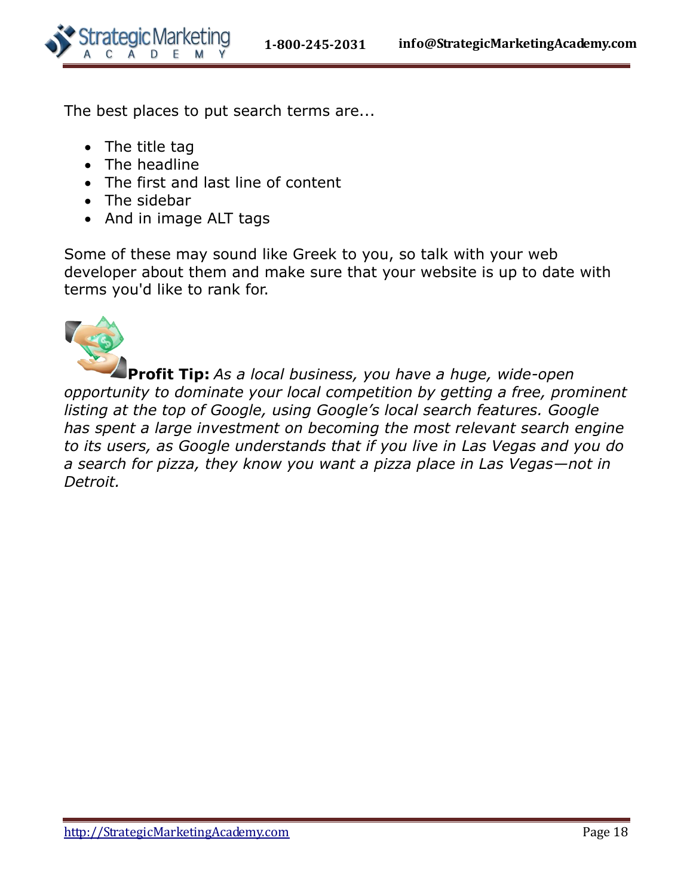The best places to put search terms are...

- The title tag
- The headline
- The first and last line of content
- The sidebar
- And in image ALT tags

Some of these may sound like Greek to you, so talk with your web developer about them and make sure that your website is up to date with terms you'd like to rank for.

**Profit Tip:** *As a local business, you have a huge, wide-open opportunity to dominate your local competition by getting a free, prominent listing at the top of Google, using Google's local search features. Google has spent a large investment on becoming the most relevant search engine to its users, as Google understands that if you live in Las Vegas and you do a search for pizza, they know you want a pizza place in Las Vegas—not in Detroit.*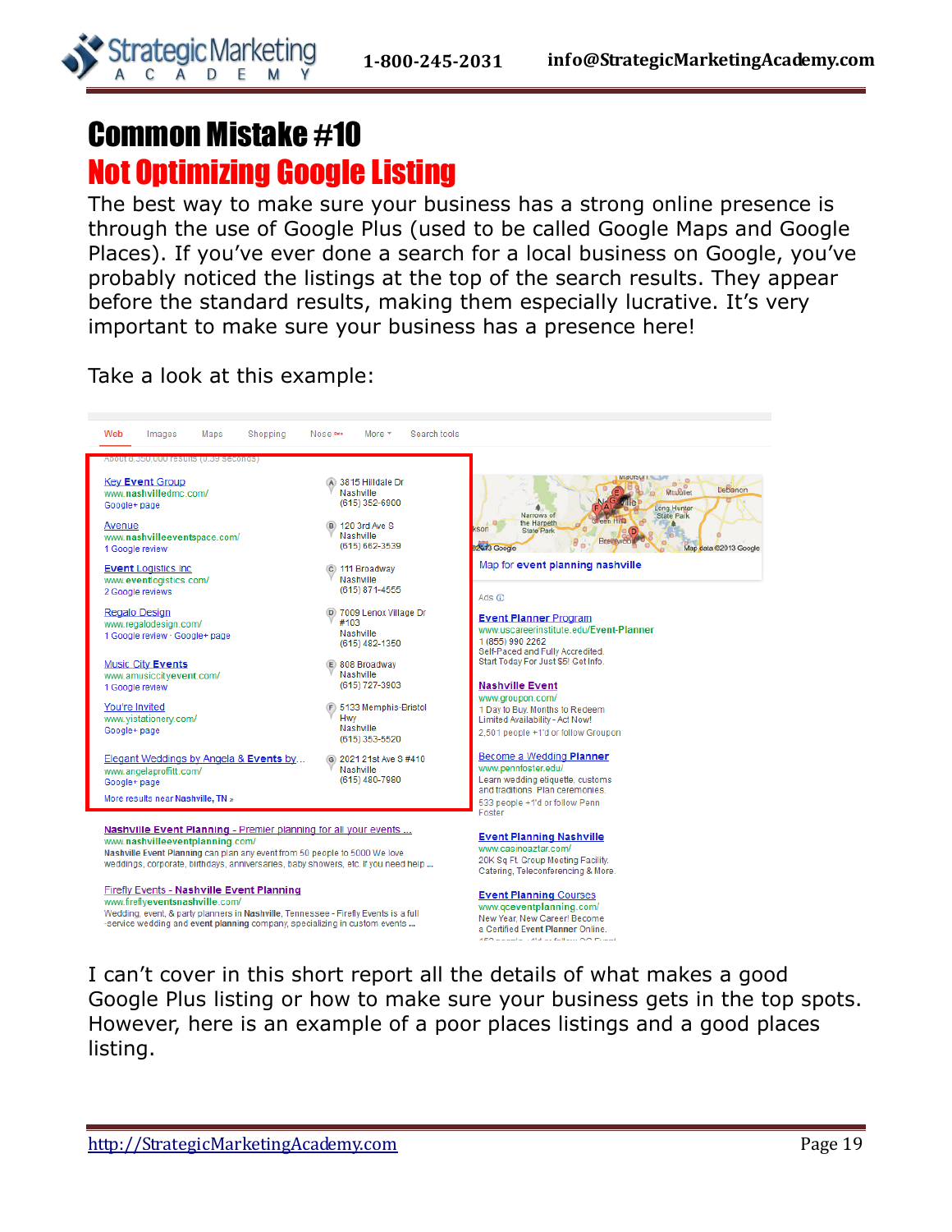# Common Mistake #10

## Not Optimizing Google Listing

The best way to make sure your business has a strong online presence is through the use of Google Plus (used to be called Google Maps and Google Places). If you've ever done a search for a local business on Google, you've probably noticed the listings at the top of the search results. They appear before the standard results, making them especially lucrative. It's very important to make sure your business has a presence here!

Take a look at this example:

I can't cover in this short report all the details of what makes a good Google Plus listing or how to make sure your business gets in the top spots. However, here is an example of a poor places listings and a good places listing.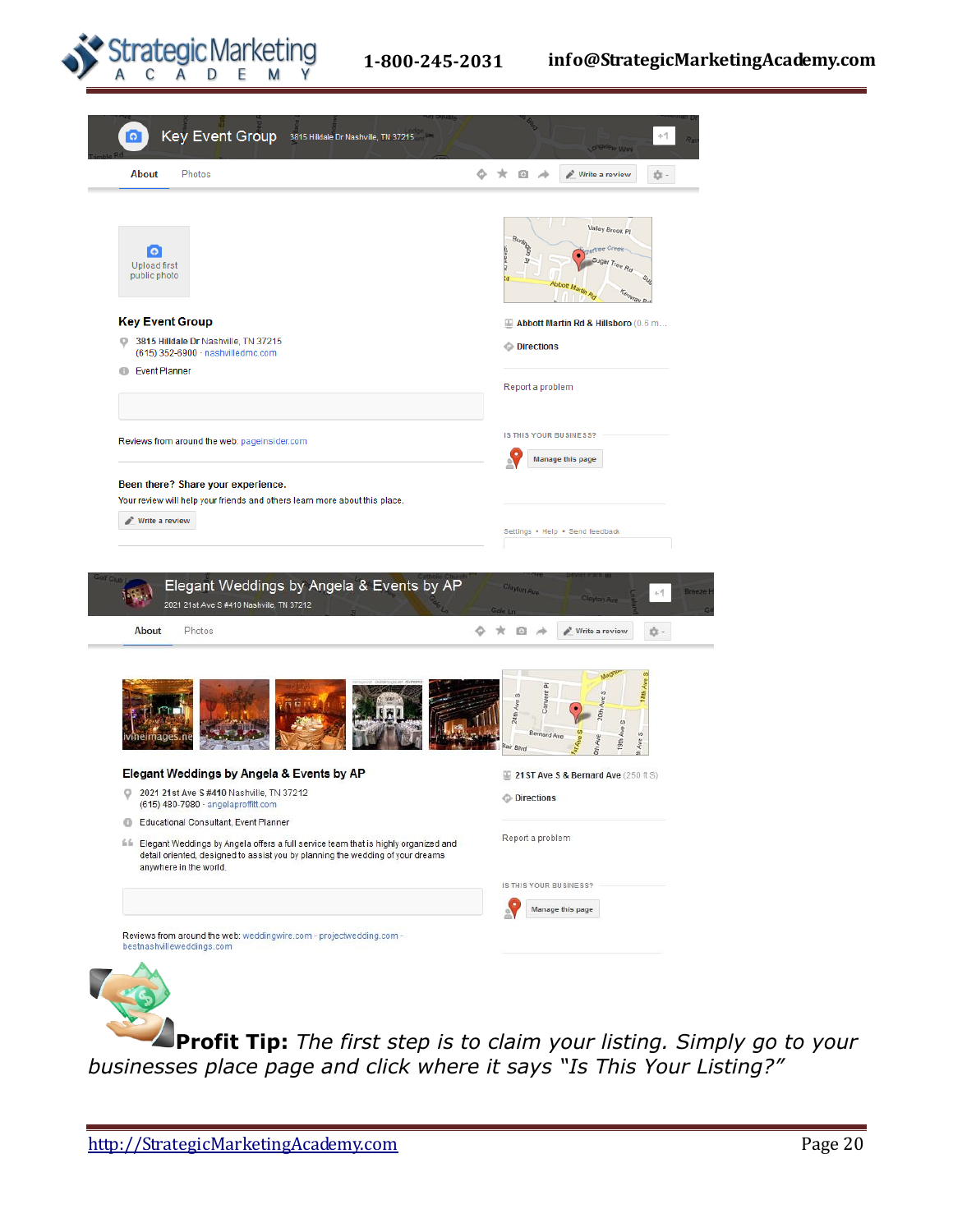Key Event Group 3815 Hilldale Dr Nashville, TN 37215

About Photos Write a review

Upload first public photo

**Key Event Group**

3815 Hilldale Dr Nashville, TN 37215
(615) 352-6900 · nashvilledmc.com

Event Planner

Reviews from around the web: pageinsider.com

**Been there? Share your experience.**

Your review will help your friends and others learn more about this place.

Write a review

Abbott Martin Rd & Hillsboro (0.6 m...

Directions

Report a problem

IS THIS YOUR BUSINESS?

Manage this page

Settings · Help · Send feedback

Elegant Weddings by Angela & Events by AP 2021 21st Ave S #410 Nashville, TN 37212

About Photos Write a review

**Elegant Weddings by Angela & Events by AP**

2021 21st Ave S #410 Nashville, TN 37212
(615) 480-7980 · angelaproffitt.com

Educational Consultant, Event Planner

Elegant Weddings by Angela offers a full service team that is highly organized and detail oriented, designed to assist you by planning the wedding of your dreams anywhere in the world.

Reviews from around the web: weddingwire.com · projectwedding.com · bestnashvilleweddings.com

21ST Ave S & Bernard Ave (250 ft S)

Directions

Report a problem

IS THIS YOUR BUSINESS?

Manage this page

**Profit Tip:** *The first step is to claim your listing. Simply go to your businesses place page and click where it says "Is This Your Listing?"*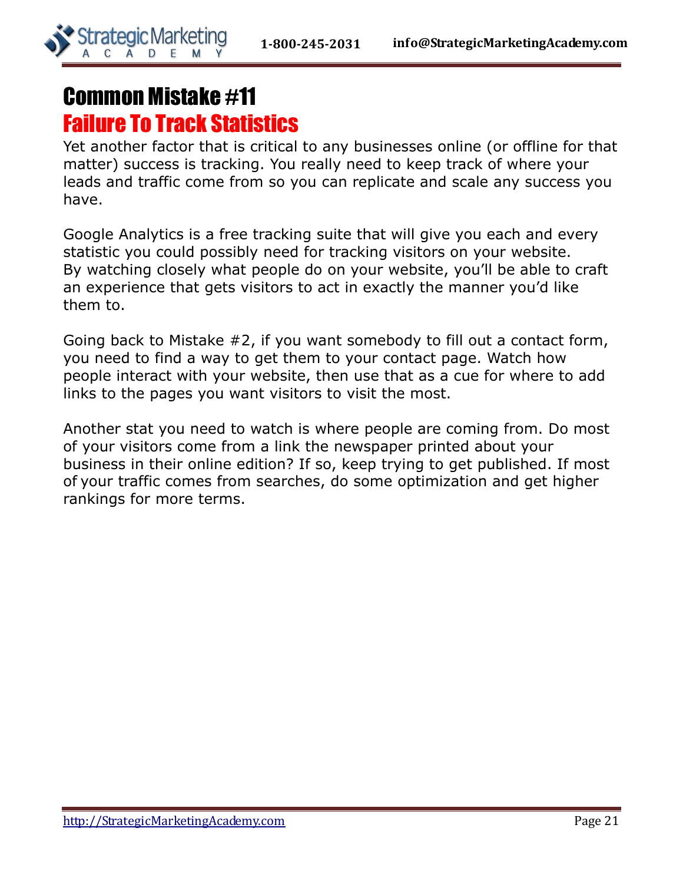# Common Mistake #11
## Failure To Track Statistics

Yet another factor that is critical to any businesses online (or offline for that matter) success is tracking. You really need to keep track of where your leads and traffic come from so you can replicate and scale any success you have.

Google Analytics is a free tracking suite that will give you each and every statistic you could possibly need for tracking visitors on your website. By watching closely what people do on your website, you'll be able to craft an experience that gets visitors to act in exactly the manner you'd like them to.

Going back to Mistake #2, if you want somebody to fill out a contact form, you need to find a way to get them to your contact page. Watch how people interact with your website, then use that as a cue for where to add links to the pages you want visitors to visit the most.

Another stat you need to watch is where people are coming from. Do most of your visitors come from a link the newspaper printed about your business in their online edition? If so, keep trying to get published. If most of your traffic comes from searches, do some optimization and get higher rankings for more terms.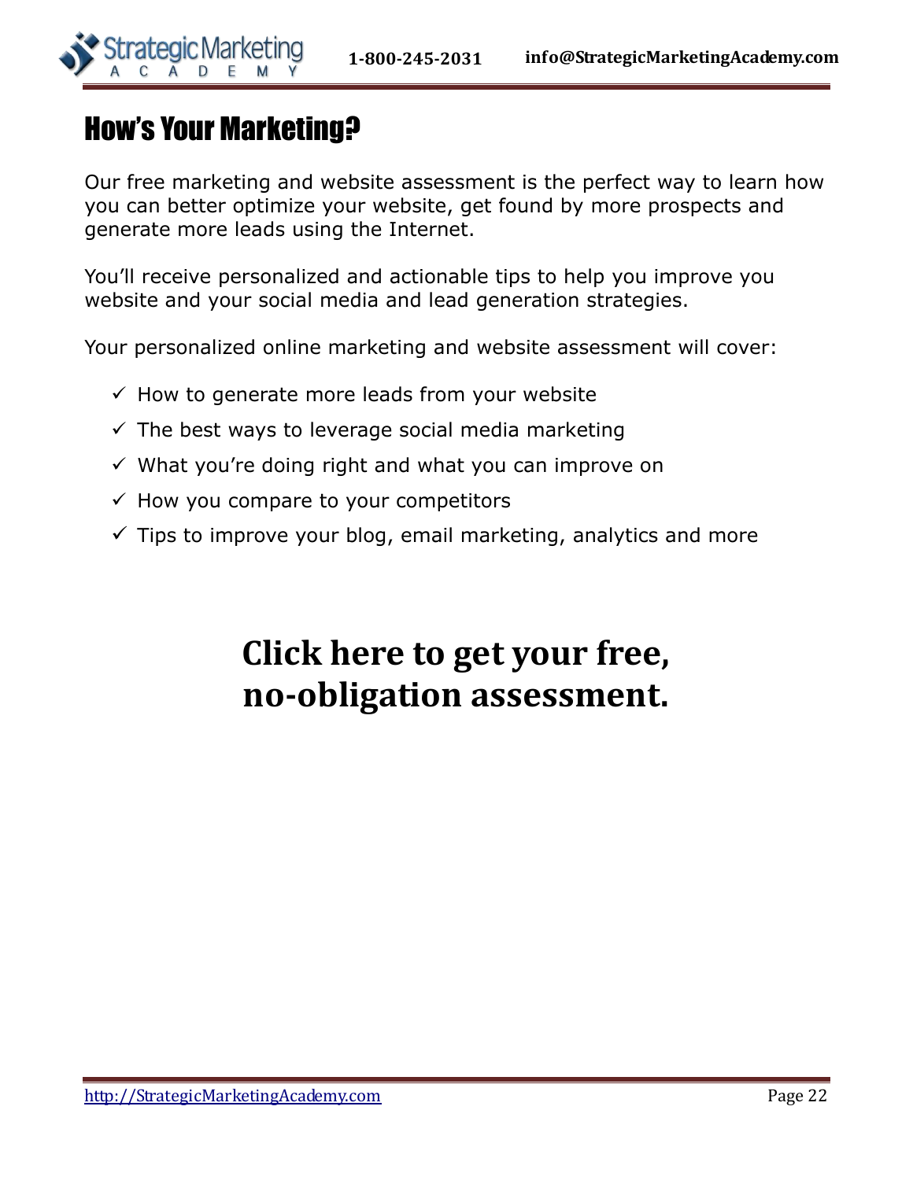## How's Your Marketing?

Our free marketing and website assessment is the perfect way to learn how you can better optimize your website, get found by more prospects and generate more leads using the Internet.

You'll receive personalized and actionable tips to help you improve you website and your social media and lead generation strategies.

Your personalized online marketing and website assessment will cover:

- ✓ How to generate more leads from your website
- ✓ The best ways to leverage social media marketing
- ✓ What you're doing right and what you can improve on
- ✓ How you compare to your competitors
- ✓ Tips to improve your blog, email marketing, analytics and more

**Click here to get your free, no-obligation assessment.**